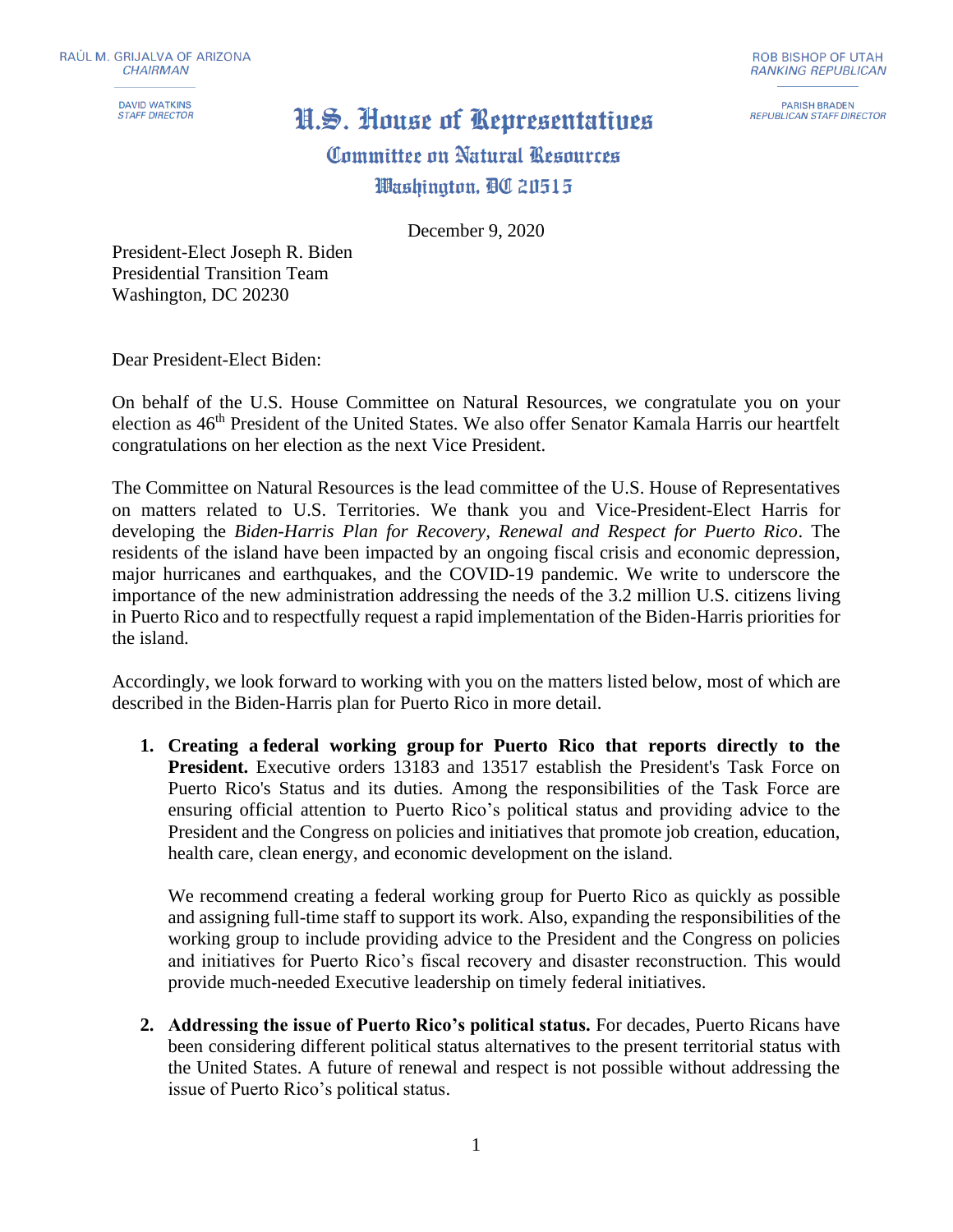RAÚL M. GRIJALVA OF ARIZONA
*CHAIRMAN*

DAVID WATKINS
*STAFF DIRECTOR*

ROB BISHOP OF UTAH
*RANKING REPUBLICAN*

PARISH BRADEN
*REPUBLICAN STAFF DIRECTOR*

# U.S. House of Representatives

## Committee on Natural Resources

### Washington, DC 20515

December 9, 2020

President-Elect Joseph R. Biden
Presidential Transition Team
Washington, DC 20230

Dear President-Elect Biden:

On behalf of the U.S. House Committee on Natural Resources, we congratulate you on your election as 46th President of the United States. We also offer Senator Kamala Harris our heartfelt congratulations on her election as the next Vice President.

The Committee on Natural Resources is the lead committee of the U.S. House of Representatives on matters related to U.S. Territories. We thank you and Vice-President-Elect Harris for developing the *Biden-Harris Plan for Recovery, Renewal and Respect for Puerto Rico*. The residents of the island have been impacted by an ongoing fiscal crisis and economic depression, major hurricanes and earthquakes, and the COVID-19 pandemic. We write to underscore the importance of the new administration addressing the needs of the 3.2 million U.S. citizens living in Puerto Rico and to respectfully request a rapid implementation of the Biden-Harris priorities for the island.

Accordingly, we look forward to working with you on the matters listed below, most of which are described in the Biden-Harris plan for Puerto Rico in more detail.

1. **Creating a federal working group for Puerto Rico that reports directly to the President.** Executive orders 13183 and 13517 establish the President's Task Force on Puerto Rico's Status and its duties. Among the responsibilities of the Task Force are ensuring official attention to Puerto Rico's political status and providing advice to the President and the Congress on policies and initiatives that promote job creation, education, health care, clean energy, and economic development on the island.

   We recommend creating a federal working group for Puerto Rico as quickly as possible and assigning full-time staff to support its work. Also, expanding the responsibilities of the working group to include providing advice to the President and the Congress on policies and initiatives for Puerto Rico's fiscal recovery and disaster reconstruction. This would provide much-needed Executive leadership on timely federal initiatives.

2. **Addressing the issue of Puerto Rico's political status.** For decades, Puerto Ricans have been considering different political status alternatives to the present territorial status with the United States. A future of renewal and respect is not possible without addressing the issue of Puerto Rico's political status.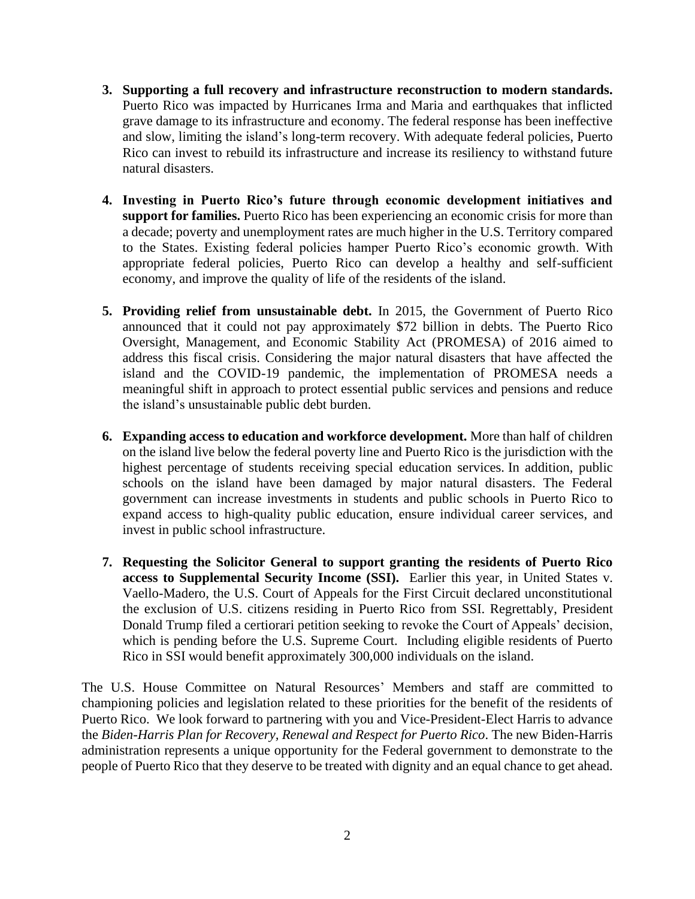3. **Supporting a full recovery and infrastructure reconstruction to modern standards.** Puerto Rico was impacted by Hurricanes Irma and Maria and earthquakes that inflicted grave damage to its infrastructure and economy. The federal response has been ineffective and slow, limiting the island's long-term recovery. With adequate federal policies, Puerto Rico can invest to rebuild its infrastructure and increase its resiliency to withstand future natural disasters.

4. **Investing in Puerto Rico's future through economic development initiatives and support for families.** Puerto Rico has been experiencing an economic crisis for more than a decade; poverty and unemployment rates are much higher in the U.S. Territory compared to the States. Existing federal policies hamper Puerto Rico's economic growth. With appropriate federal policies, Puerto Rico can develop a healthy and self-sufficient economy, and improve the quality of life of the residents of the island.

5. **Providing relief from unsustainable debt.** In 2015, the Government of Puerto Rico announced that it could not pay approximately $72 billion in debts. The Puerto Rico Oversight, Management, and Economic Stability Act (PROMESA) of 2016 aimed to address this fiscal crisis. Considering the major natural disasters that have affected the island and the COVID-19 pandemic, the implementation of PROMESA needs a meaningful shift in approach to protect essential public services and pensions and reduce the island's unsustainable public debt burden.

6. **Expanding access to education and workforce development.** More than half of children on the island live below the federal poverty line and Puerto Rico is the jurisdiction with the highest percentage of students receiving special education services. In addition, public schools on the island have been damaged by major natural disasters. The Federal government can increase investments in students and public schools in Puerto Rico to expand access to high-quality public education, ensure individual career services, and invest in public school infrastructure.

7. **Requesting the Solicitor General to support granting the residents of Puerto Rico access to Supplemental Security Income (SSI).** Earlier this year, in United States v. Vaello-Madero, the U.S. Court of Appeals for the First Circuit declared unconstitutional the exclusion of U.S. citizens residing in Puerto Rico from SSI. Regrettably, President Donald Trump filed a certiorari petition seeking to revoke the Court of Appeals' decision, which is pending before the U.S. Supreme Court. Including eligible residents of Puerto Rico in SSI would benefit approximately 300,000 individuals on the island.

The U.S. House Committee on Natural Resources' Members and staff are committed to championing policies and legislation related to these priorities for the benefit of the residents of Puerto Rico. We look forward to partnering with you and Vice-President-Elect Harris to advance the *Biden-Harris Plan for Recovery, Renewal and Respect for Puerto Rico*. The new Biden-Harris administration represents a unique opportunity for the Federal government to demonstrate to the people of Puerto Rico that they deserve to be treated with dignity and an equal chance to get ahead.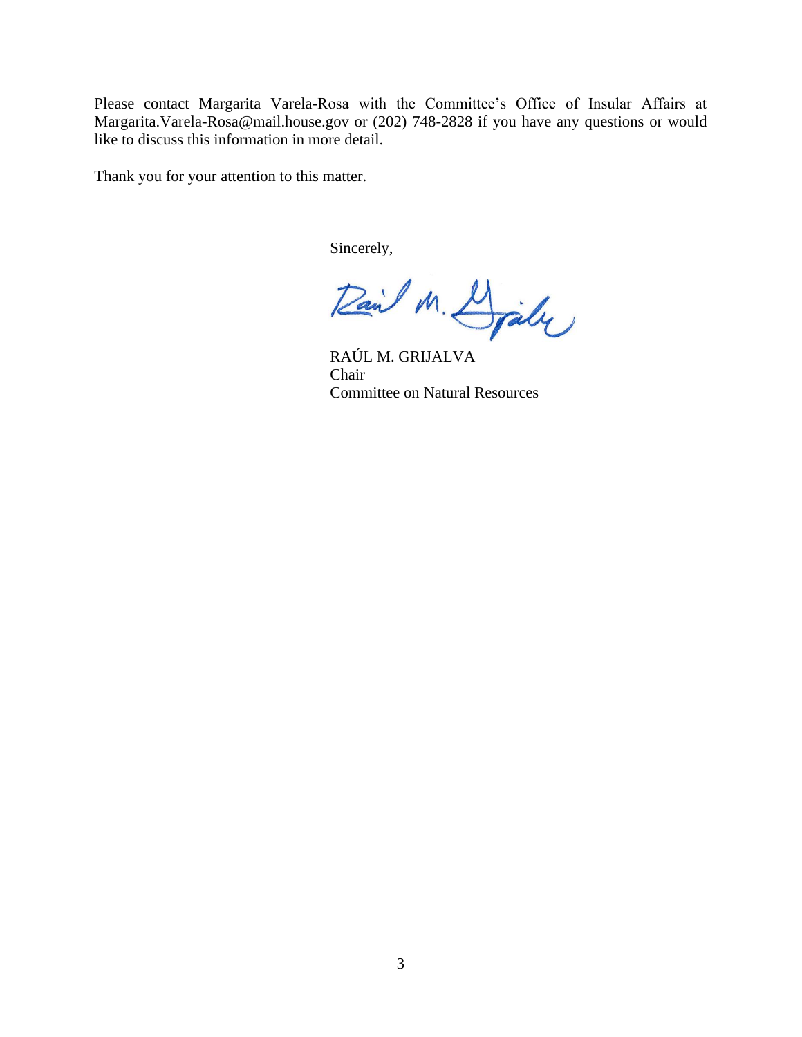Please contact Margarita Varela-Rosa with the Committee's Office of Insular Affairs at Margarita.Varela-Rosa@mail.house.gov or (202) 748-2828 if you have any questions or would like to discuss this information in more detail.

Thank you for your attention to this matter.

Sincerely,

RAÚL M. GRIJALVA  
Chair  
Committee on Natural Resources